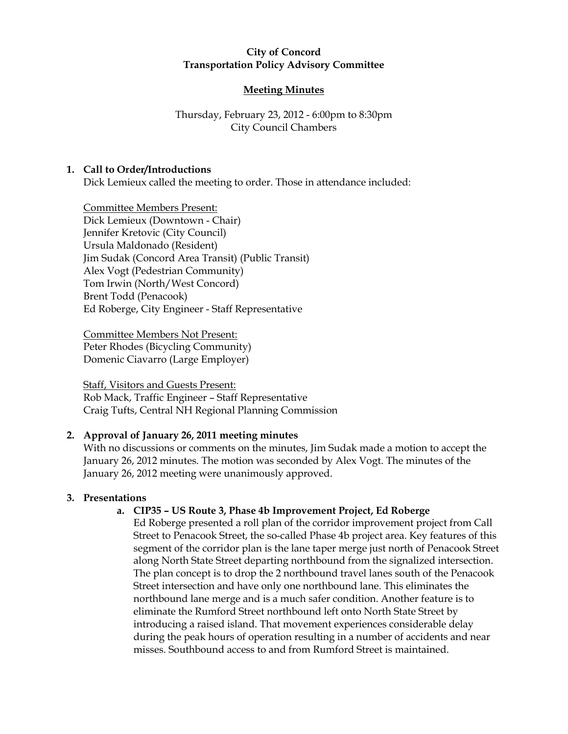**City of Concord**
**Transportation Policy Advisory Committee**

**Meeting Minutes**

Thursday, February 23, 2012 - 6:00pm to 8:30pm
City Council Chambers

## 1. Call to Order/Introductions

Dick Lemieux called the meeting to order. Those in attendance included:

Committee Members Present:
Dick Lemieux (Downtown - Chair)
Jennifer Kretovic (City Council)
Ursula Maldonado (Resident)
Jim Sudak (Concord Area Transit) (Public Transit)
Alex Vogt (Pedestrian Community)
Tom Irwin (North/West Concord)
Brent Todd (Penacook)
Ed Roberge, City Engineer - Staff Representative

Committee Members Not Present:
Peter Rhodes (Bicycling Community)
Domenic Ciavarro (Large Employer)

Staff, Visitors and Guests Present:
Rob Mack, Traffic Engineer – Staff Representative
Craig Tufts, Central NH Regional Planning Commission

## 2. Approval of January 26, 2011 meeting minutes

With no discussions or comments on the minutes, Jim Sudak made a motion to accept the January 26, 2012 minutes. The motion was seconded by Alex Vogt. The minutes of the January 26, 2012 meeting were unanimously approved.

## 3. Presentations

### a. CIP35 – US Route 3, Phase 4b Improvement Project, Ed Roberge

Ed Roberge presented a roll plan of the corridor improvement project from Call Street to Penacook Street, the so-called Phase 4b project area. Key features of this segment of the corridor plan is the lane taper merge just north of Penacook Street along North State Street departing northbound from the signalized intersection. The plan concept is to drop the 2 northbound travel lanes south of the Penacook Street intersection and have only one northbound lane. This eliminates the northbound lane merge and is a much safer condition. Another feature is to eliminate the Rumford Street northbound left onto North State Street by introducing a raised island. That movement experiences considerable delay during the peak hours of operation resulting in a number of accidents and near misses. Southbound access to and from Rumford Street is maintained.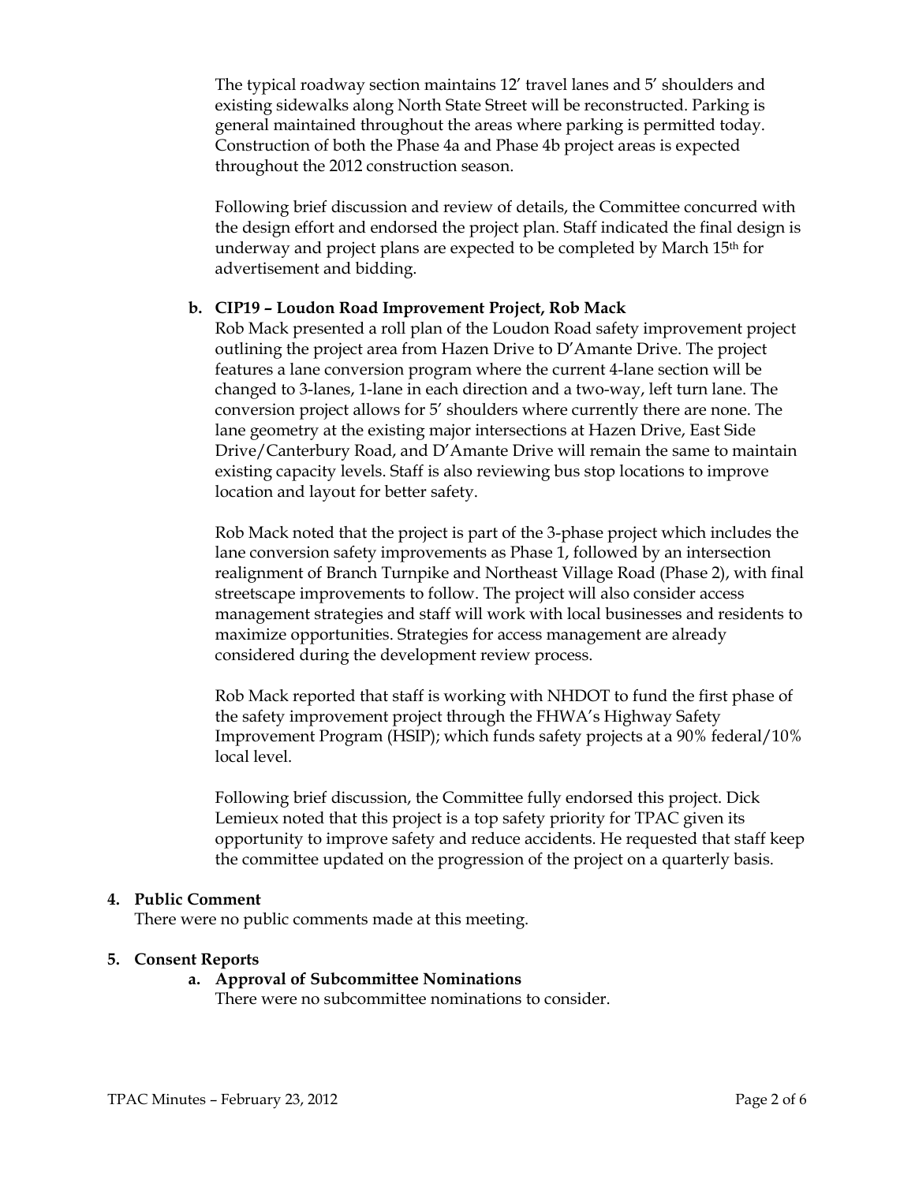The typical roadway section maintains 12' travel lanes and 5' shoulders and existing sidewalks along North State Street will be reconstructed. Parking is general maintained throughout the areas where parking is permitted today. Construction of both the Phase 4a and Phase 4b project areas is expected throughout the 2012 construction season.

Following brief discussion and review of details, the Committee concurred with the design effort and endorsed the project plan. Staff indicated the final design is underway and project plans are expected to be completed by March 15th for advertisement and bidding.

**b. CIP19 – Loudon Road Improvement Project, Rob Mack**

Rob Mack presented a roll plan of the Loudon Road safety improvement project outlining the project area from Hazen Drive to D'Amante Drive. The project features a lane conversion program where the current 4-lane section will be changed to 3-lanes, 1-lane in each direction and a two-way, left turn lane. The conversion project allows for 5' shoulders where currently there are none. The lane geometry at the existing major intersections at Hazen Drive, East Side Drive/Canterbury Road, and D'Amante Drive will remain the same to maintain existing capacity levels. Staff is also reviewing bus stop locations to improve location and layout for better safety.

Rob Mack noted that the project is part of the 3-phase project which includes the lane conversion safety improvements as Phase 1, followed by an intersection realignment of Branch Turnpike and Northeast Village Road (Phase 2), with final streetscape improvements to follow. The project will also consider access management strategies and staff will work with local businesses and residents to maximize opportunities. Strategies for access management are already considered during the development review process.

Rob Mack reported that staff is working with NHDOT to fund the first phase of the safety improvement project through the FHWA's Highway Safety Improvement Program (HSIP); which funds safety projects at a 90% federal/10% local level.

Following brief discussion, the Committee fully endorsed this project. Dick Lemieux noted that this project is a top safety priority for TPAC given its opportunity to improve safety and reduce accidents. He requested that staff keep the committee updated on the progression of the project on a quarterly basis.

**4. Public Comment**

There were no public comments made at this meeting.

**5. Consent Reports**

**a. Approval of Subcommittee Nominations**

There were no subcommittee nominations to consider.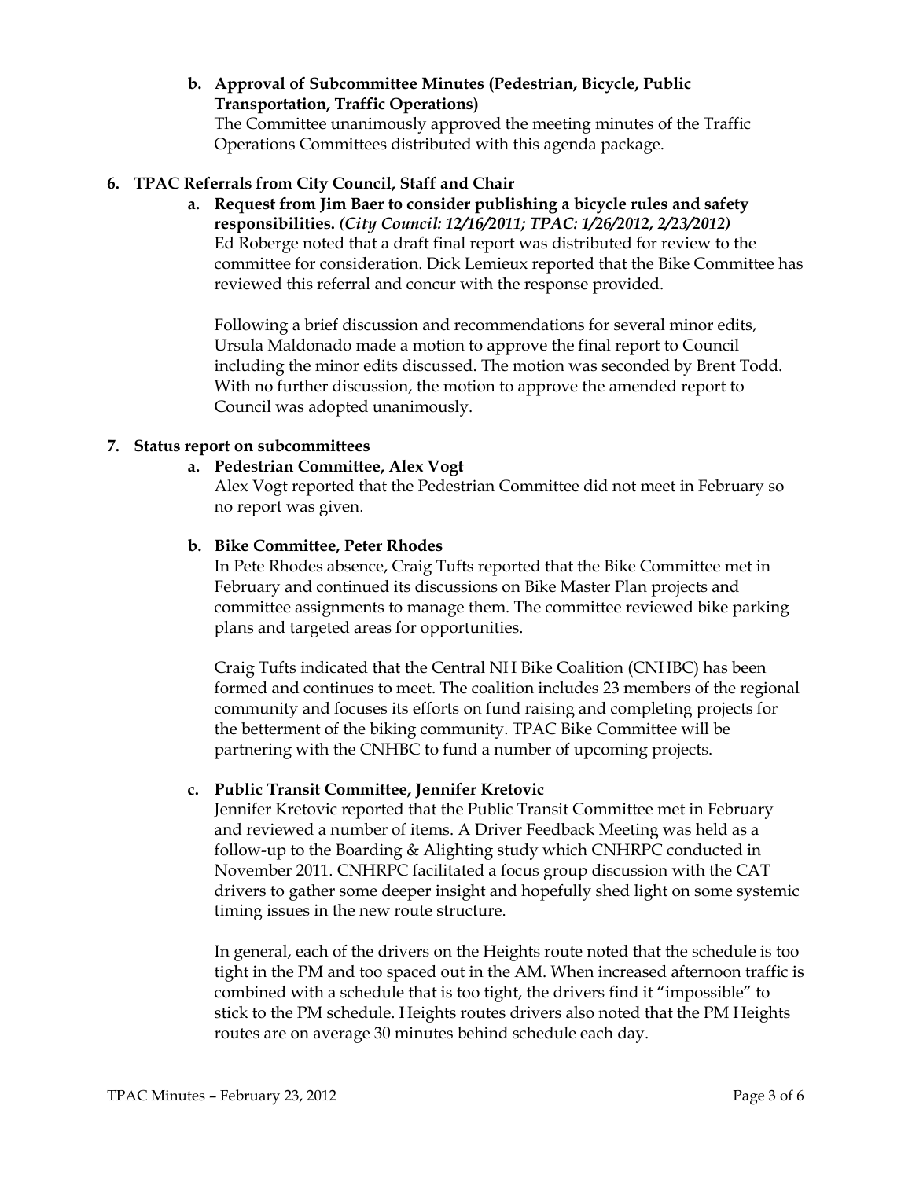**b. Approval of Subcommittee Minutes (Pedestrian, Bicycle, Public Transportation, Traffic Operations)**

The Committee unanimously approved the meeting minutes of the Traffic Operations Committees distributed with this agenda package.

**6. TPAC Referrals from City Council, Staff and Chair**

**a. Request from Jim Baer to consider publishing a bicycle rules and safety responsibilities.** ***(City Council: 12/16/2011; TPAC: 1/26/2012, 2/23/2012)***

Ed Roberge noted that a draft final report was distributed for review to the committee for consideration. Dick Lemieux reported that the Bike Committee has reviewed this referral and concur with the response provided.

Following a brief discussion and recommendations for several minor edits, Ursula Maldonado made a motion to approve the final report to Council including the minor edits discussed. The motion was seconded by Brent Todd. With no further discussion, the motion to approve the amended report to Council was adopted unanimously.

**7. Status report on subcommittees**

**a. Pedestrian Committee, Alex Vogt**

Alex Vogt reported that the Pedestrian Committee did not meet in February so no report was given.

**b. Bike Committee, Peter Rhodes**

In Pete Rhodes absence, Craig Tufts reported that the Bike Committee met in February and continued its discussions on Bike Master Plan projects and committee assignments to manage them. The committee reviewed bike parking plans and targeted areas for opportunities.

Craig Tufts indicated that the Central NH Bike Coalition (CNHBC) has been formed and continues to meet. The coalition includes 23 members of the regional community and focuses its efforts on fund raising and completing projects for the betterment of the biking community. TPAC Bike Committee will be partnering with the CNHBC to fund a number of upcoming projects.

**c. Public Transit Committee, Jennifer Kretovic**

Jennifer Kretovic reported that the Public Transit Committee met in February and reviewed a number of items. A Driver Feedback Meeting was held as a follow-up to the Boarding & Alighting study which CNHRPC conducted in November 2011. CNHRPC facilitated a focus group discussion with the CAT drivers to gather some deeper insight and hopefully shed light on some systemic timing issues in the new route structure.

In general, each of the drivers on the Heights route noted that the schedule is too tight in the PM and too spaced out in the AM. When increased afternoon traffic is combined with a schedule that is too tight, the drivers find it "impossible" to stick to the PM schedule. Heights routes drivers also noted that the PM Heights routes are on average 30 minutes behind schedule each day.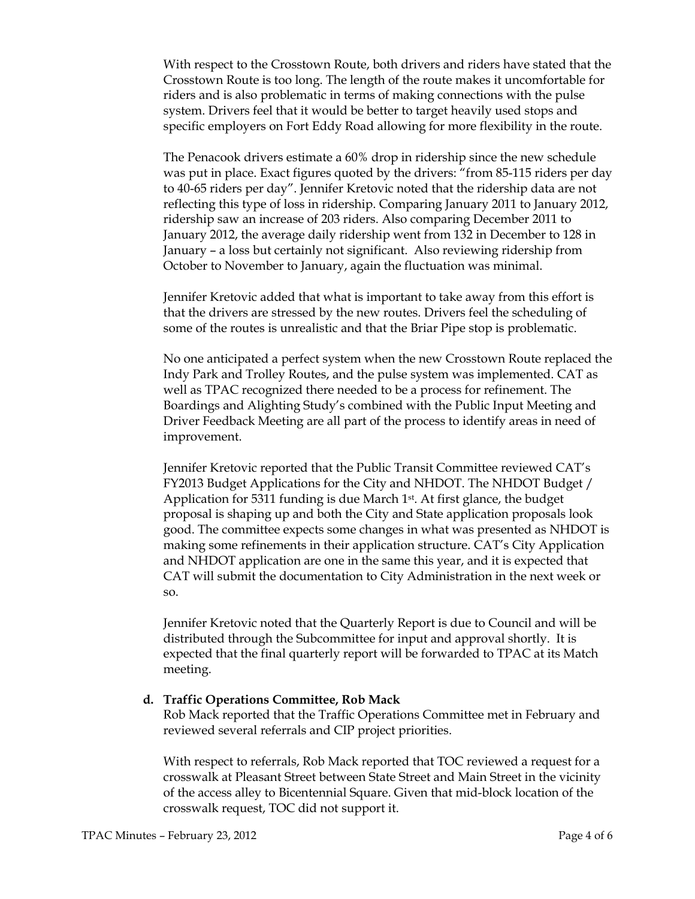With respect to the Crosstown Route, both drivers and riders have stated that the Crosstown Route is too long. The length of the route makes it uncomfortable for riders and is also problematic in terms of making connections with the pulse system. Drivers feel that it would be better to target heavily used stops and specific employers on Fort Eddy Road allowing for more flexibility in the route.

The Penacook drivers estimate a 60% drop in ridership since the new schedule was put in place. Exact figures quoted by the drivers: "from 85-115 riders per day to 40-65 riders per day". Jennifer Kretovic noted that the ridership data are not reflecting this type of loss in ridership. Comparing January 2011 to January 2012, ridership saw an increase of 203 riders. Also comparing December 2011 to January 2012, the average daily ridership went from 132 in December to 128 in January – a loss but certainly not significant. Also reviewing ridership from October to November to January, again the fluctuation was minimal.

Jennifer Kretovic added that what is important to take away from this effort is that the drivers are stressed by the new routes. Drivers feel the scheduling of some of the routes is unrealistic and that the Briar Pipe stop is problematic.

No one anticipated a perfect system when the new Crosstown Route replaced the Indy Park and Trolley Routes, and the pulse system was implemented. CAT as well as TPAC recognized there needed to be a process for refinement. The Boardings and Alighting Study's combined with the Public Input Meeting and Driver Feedback Meeting are all part of the process to identify areas in need of improvement.

Jennifer Kretovic reported that the Public Transit Committee reviewed CAT's FY2013 Budget Applications for the City and NHDOT. The NHDOT Budget / Application for 5311 funding is due March 1st. At first glance, the budget proposal is shaping up and both the City and State application proposals look good. The committee expects some changes in what was presented as NHDOT is making some refinements in their application structure. CAT's City Application and NHDOT application are one in the same this year, and it is expected that CAT will submit the documentation to City Administration in the next week or so.

Jennifer Kretovic noted that the Quarterly Report is due to Council and will be distributed through the Subcommittee for input and approval shortly. It is expected that the final quarterly report will be forwarded to TPAC at its Match meeting.

**d. Traffic Operations Committee, Rob Mack**

Rob Mack reported that the Traffic Operations Committee met in February and reviewed several referrals and CIP project priorities.

With respect to referrals, Rob Mack reported that TOC reviewed a request for a crosswalk at Pleasant Street between State Street and Main Street in the vicinity of the access alley to Bicentennial Square. Given that mid-block location of the crosswalk request, TOC did not support it.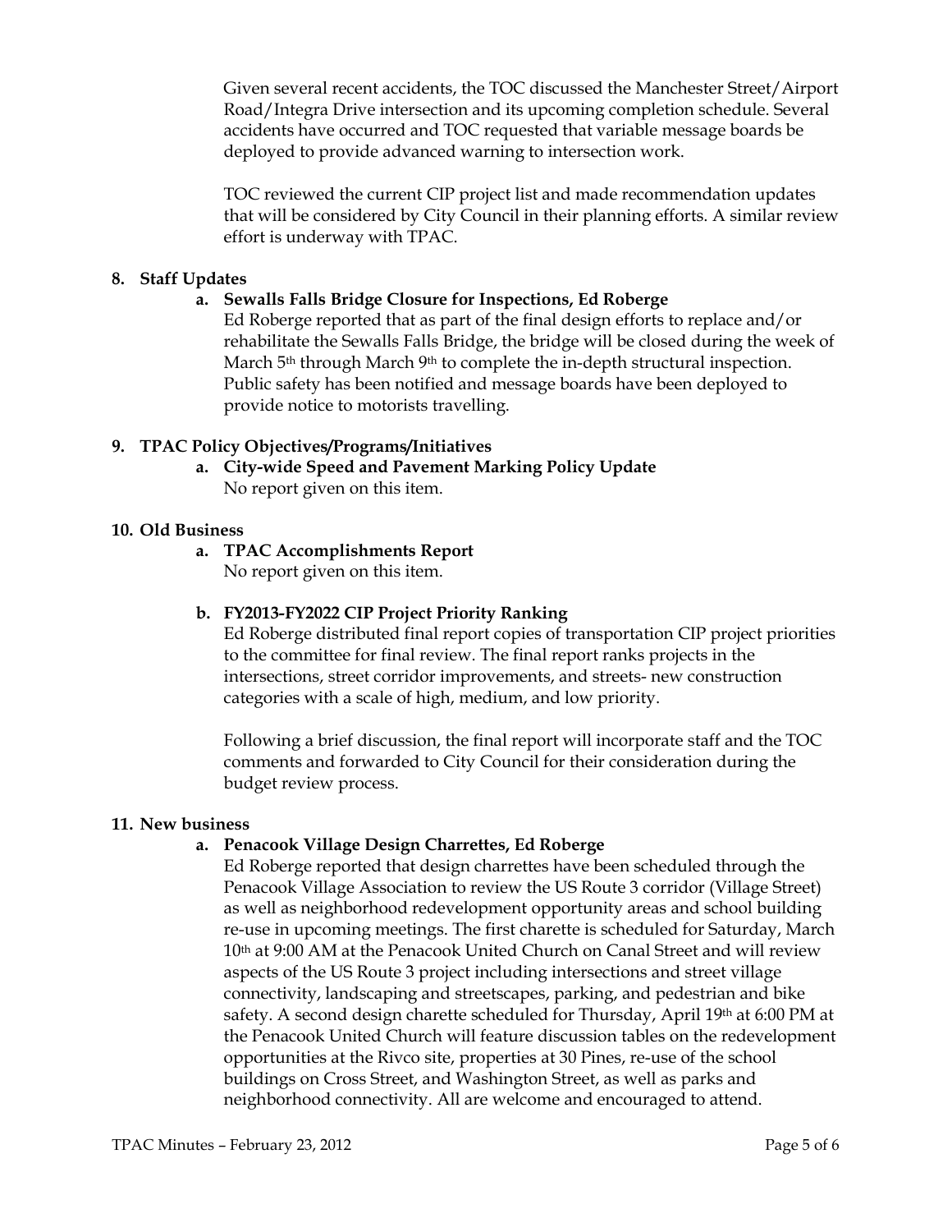Given several recent accidents, the TOC discussed the Manchester Street/Airport Road/Integra Drive intersection and its upcoming completion schedule. Several accidents have occurred and TOC requested that variable message boards be deployed to provide advanced warning to intersection work.

TOC reviewed the current CIP project list and made recommendation updates that will be considered by City Council in their planning efforts. A similar review effort is underway with TPAC.

**8. Staff Updates**

**a. Sewalls Falls Bridge Closure for Inspections, Ed Roberge**

Ed Roberge reported that as part of the final design efforts to replace and/or rehabilitate the Sewalls Falls Bridge, the bridge will be closed during the week of March 5th through March 9th to complete the in-depth structural inspection. Public safety has been notified and message boards have been deployed to provide notice to motorists travelling.

**9. TPAC Policy Objectives/Programs/Initiatives**

**a. City-wide Speed and Pavement Marking Policy Update**

No report given on this item.

**10. Old Business**

**a. TPAC Accomplishments Report**

No report given on this item.

**b. FY2013-FY2022 CIP Project Priority Ranking**

Ed Roberge distributed final report copies of transportation CIP project priorities to the committee for final review. The final report ranks projects in the intersections, street corridor improvements, and streets- new construction categories with a scale of high, medium, and low priority.

Following a brief discussion, the final report will incorporate staff and the TOC comments and forwarded to City Council for their consideration during the budget review process.

**11. New business**

**a. Penacook Village Design Charrettes, Ed Roberge**

Ed Roberge reported that design charrettes have been scheduled through the Penacook Village Association to review the US Route 3 corridor (Village Street) as well as neighborhood redevelopment opportunity areas and school building re-use in upcoming meetings. The first charette is scheduled for Saturday, March 10th at 9:00 AM at the Penacook United Church on Canal Street and will review aspects of the US Route 3 project including intersections and street village connectivity, landscaping and streetscapes, parking, and pedestrian and bike safety. A second design charette scheduled for Thursday, April 19th at 6:00 PM at the Penacook United Church will feature discussion tables on the redevelopment opportunities at the Rivco site, properties at 30 Pines, re-use of the school buildings on Cross Street, and Washington Street, as well as parks and neighborhood connectivity. All are welcome and encouraged to attend.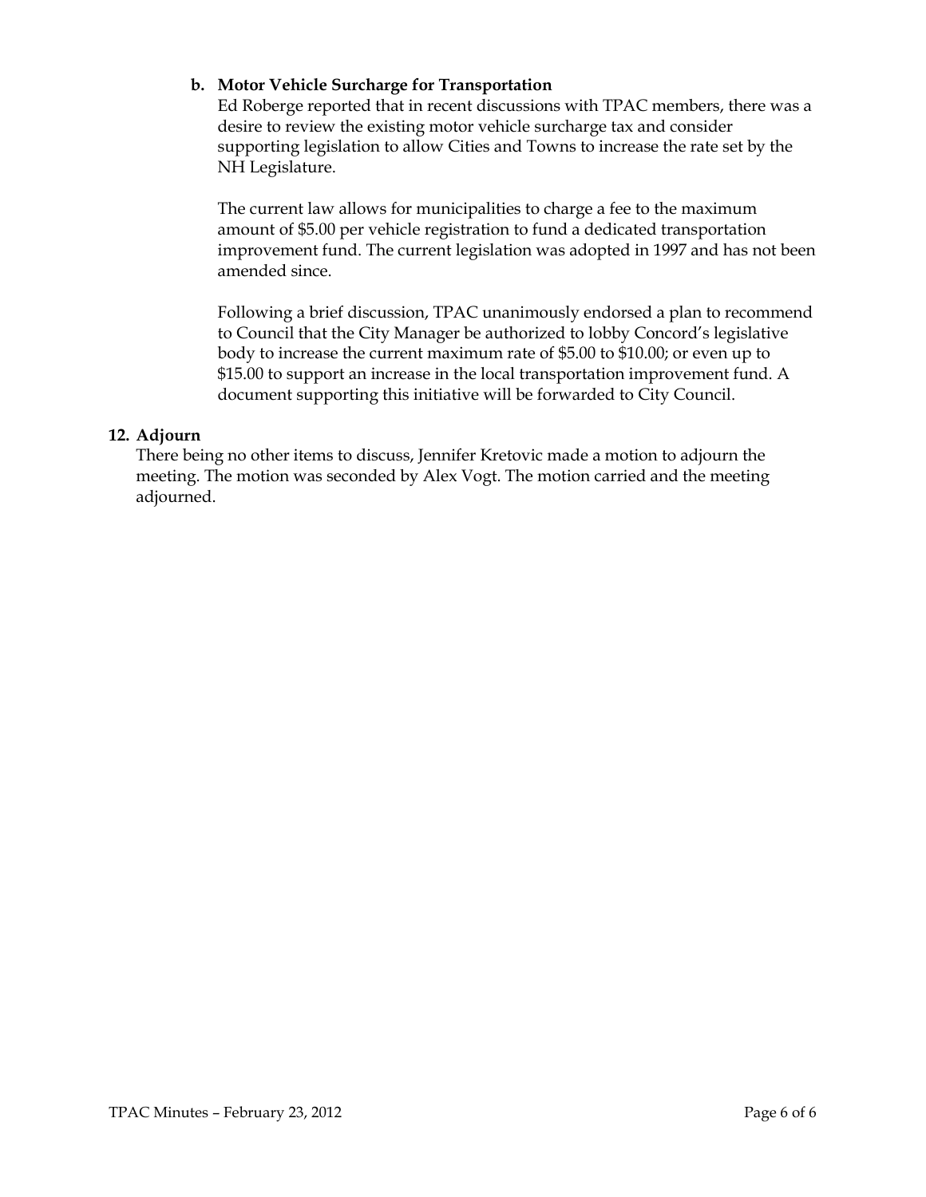**b. Motor Vehicle Surcharge for Transportation**

Ed Roberge reported that in recent discussions with TPAC members, there was a desire to review the existing motor vehicle surcharge tax and consider supporting legislation to allow Cities and Towns to increase the rate set by the NH Legislature.

The current law allows for municipalities to charge a fee to the maximum amount of $5.00 per vehicle registration to fund a dedicated transportation improvement fund. The current legislation was adopted in 1997 and has not been amended since.

Following a brief discussion, TPAC unanimously endorsed a plan to recommend to Council that the City Manager be authorized to lobby Concord's legislative body to increase the current maximum rate of $5.00 to $10.00; or even up to $15.00 to support an increase in the local transportation improvement fund. A document supporting this initiative will be forwarded to City Council.

**12. Adjourn**

There being no other items to discuss, Jennifer Kretovic made a motion to adjourn the meeting. The motion was seconded by Alex Vogt. The motion carried and the meeting adjourned.